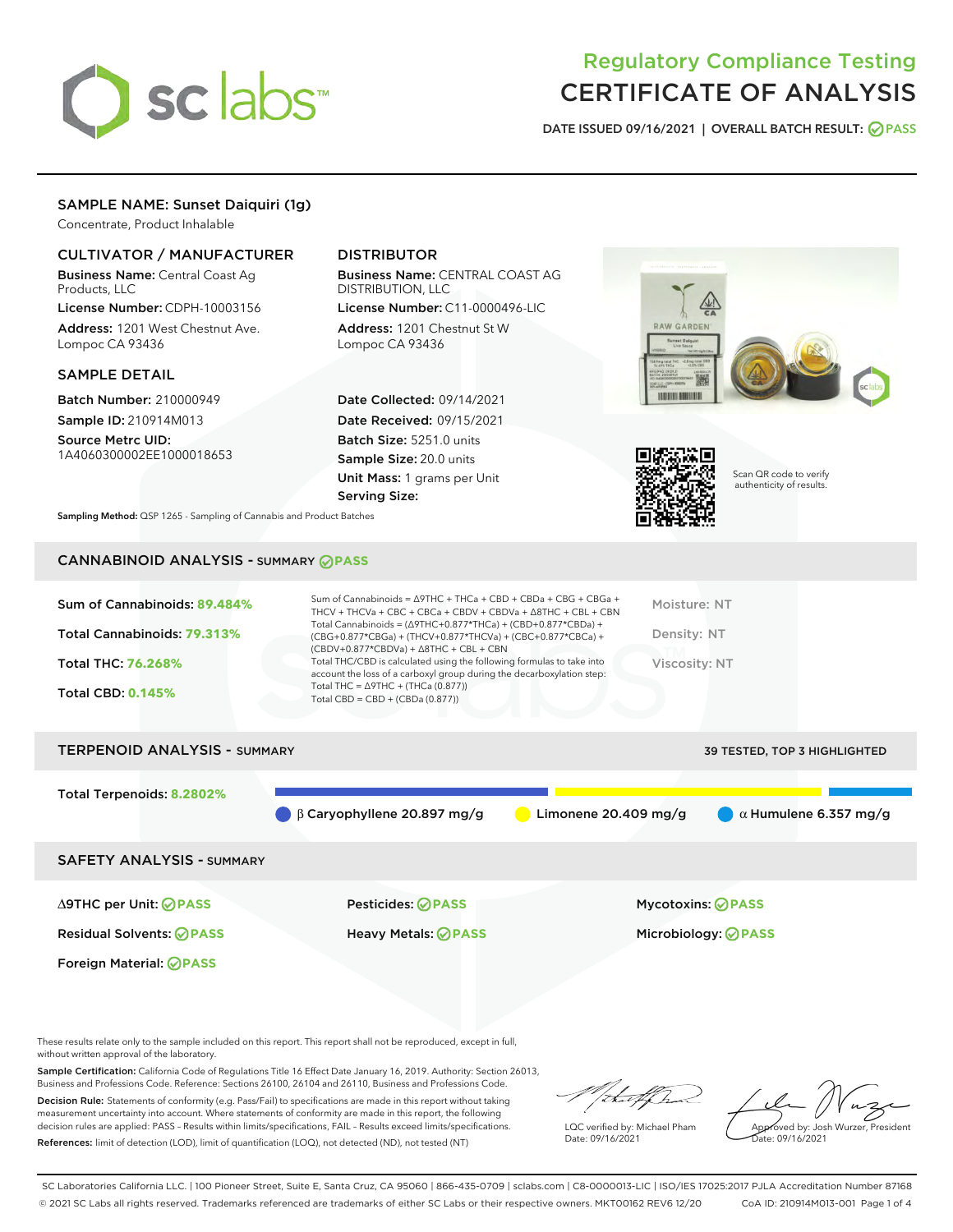# Regulatory Compliance Testing
# CERTIFICATE OF ANALYSIS

**DATE ISSUED 09/16/2021 | OVERALL BATCH RESULT: PASS**

## SAMPLE NAME: Sunset Daiquiri (1g)

Concentrate, Product Inhalable

### CULTIVATOR / MANUFACTURER

**Business Name:** Central Coast Ag Products, LLC
**License Number:** CDPH-10003156
**Address:** 1201 West Chestnut Ave. Lompoc CA 93436

### DISTRIBUTOR

**Business Name:** CENTRAL COAST AG DISTRIBUTION, LLC
**License Number:** C11-0000496-LIC
**Address:** 1201 Chestnut St W Lompoc CA 93436

### SAMPLE DETAIL

**Batch Number:** 210000949
**Sample ID:** 210914M013
**Source Metrc UID:** 1A4060300002EE1000018653

**Date Collected:** 09/14/2021
**Date Received:** 09/15/2021
**Batch Size:** 5251.0 units
**Sample Size:** 20.0 units
**Unit Mass:** 1 grams per Unit
**Serving Size:**

Scan QR code to verify authenticity of results.

**Sampling Method:** QSP 1265 - Sampling of Cannabis and Product Batches

## CANNABINOID ANALYSIS - SUMMARY PASS

**Sum of Cannabinoids: 89.484%**
**Total Cannabinoids: 79.313%**
**Total THC: 76.268%**
**Total CBD: 0.145%**

Sum of Cannabinoids = Δ9THC + THCa + CBD + CBDa + CBG + CBGa + THCV + THCVa + CBC + CBCa + CBDV + CBDVa + Δ8THC + CBL + CBN
Total Cannabinoids = (Δ9THC+0.877*THCa) + (CBD+0.877*CBDa) + (CBG+0.877*CBGa) + (THCV+0.877*THCVa) + (CBC+0.877*CBCa) + (CBDV+0.877*CBDVa) + Δ8THC + CBL + CBN
Total THC/CBD is calculated using the following formulas to take into account the loss of a carboxyl group during the decarboxylation step:
Total THC = Δ9THC + (THCa (0.877))
Total CBD = CBD + (CBDa (0.877))

Moisture: NT
Density: NT
Viscosity: NT

## TERPENOID ANALYSIS - SUMMARY

39 TESTED, TOP 3 HIGHLIGHTED

**Total Terpenoids: 8.2802%**

β Caryophyllene 20.897 mg/g | Limonene 20.409 mg/g | α Humulene 6.357 mg/g

## SAFETY ANALYSIS - SUMMARY

| | | |
|---|---|---|
| Δ9THC per Unit: PASS | Pesticides: PASS | Mycotoxins: PASS |
| Residual Solvents: PASS | Heavy Metals: PASS | Microbiology: PASS |
| Foreign Material: PASS | | |

These results relate only to the sample included on this report. This report shall not be reproduced, except in full, without written approval of the laboratory.

**Sample Certification:** California Code of Regulations Title 16 Effect Date January 16, 2019. Authority: Section 26013, Business and Professions Code. Reference: Sections 26100, 26104 and 26110, Business and Professions Code.

**Decision Rule:** Statements of conformity (e.g. Pass/Fail) to specifications are made in this report without taking measurement uncertainty into account. Where statements of conformity are made in this report, the following decision rules are applied: PASS – Results within limits/specifications, FAIL – Results exceed limits/specifications.

**References:** limit of detection (LOD), limit of quantification (LOQ), not detected (ND), not tested (NT)

LQC verified by: Michael Pham
Date: 09/16/2021

Approved by: Josh Wurzer, President
Date: 09/16/2021

SC Laboratories California LLC. | 100 Pioneer Street, Suite E, Santa Cruz, CA 95060 | 866-435-0709 | sclabs.com | C8-0000013-LIC | ISO/IES 17025:2017 PJLA Accreditation Number 87168
© 2021 SC Labs all rights reserved. Trademarks referenced are trademarks of either SC Labs or their respective owners. MKT00162 REV6 12/20 CoA ID: 210914M013-001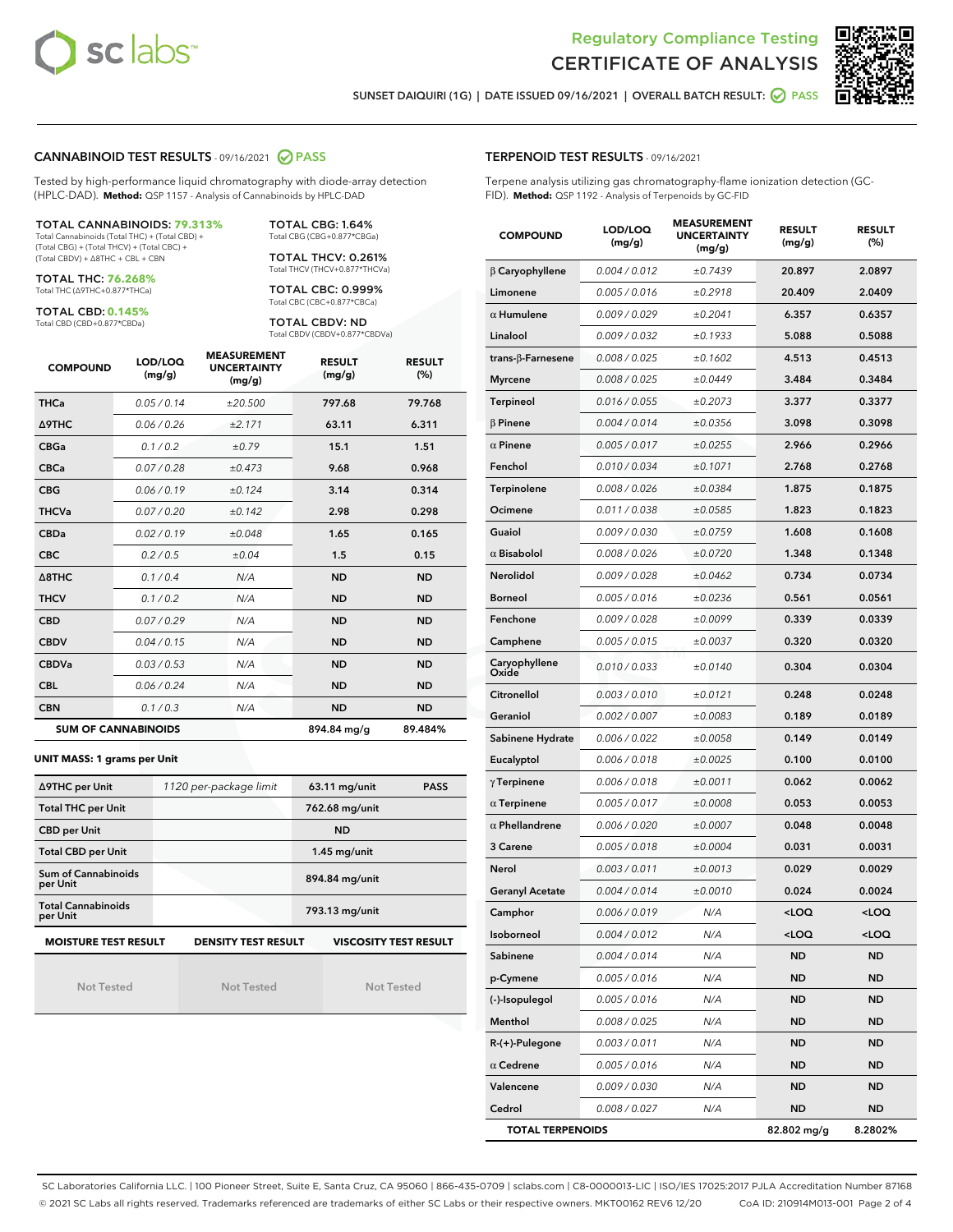Regulatory Compliance Testing
# CERTIFICATE OF ANALYSIS

SUNSET DAIQUIRI (1G) | DATE ISSUED 09/16/2021 | OVERALL BATCH RESULT: PASS

## CANNABINOID TEST RESULTS - 09/16/2021 PASS

Tested by high-performance liquid chromatography with diode-array detection (HPLC-DAD). **Method:** QSP 1157 - Analysis of Cannabinoids by HPLC-DAD

**TOTAL CANNABINOIDS: 79.313%**
Total Cannabinoids (Total THC) + (Total CBD) + (Total CBG) + (Total THCV) + (Total CBC) + (Total CBDV) + Δ8THC + CBL + CBN

**TOTAL THC: 76.268%**
Total THC (Δ9THC+0.877*THCa)

**TOTAL CBD: 0.145%**
Total CBD (CBD+0.877*CBDa)

**TOTAL CBG: 1.64%**
Total CBG (CBG+0.877*CBGa)

**TOTAL THCV: 0.261%**
Total THCV (THCV+0.877*THCVa)

**TOTAL CBC: 0.999%**
Total CBC (CBC+0.877*CBCa)

**TOTAL CBDV: ND**
Total CBDV (CBDV+0.877*CBDVa)

| COMPOUND | LOD/LOQ (mg/g) | MEASUREMENT UNCERTAINTY (mg/g) | RESULT (mg/g) | RESULT (%) |
|---|---|---|---|---|
| THCa | 0.05 / 0.14 | ±20.500 | 797.68 | 79.768 |
| Δ9THC | 0.06 / 0.26 | ±2.171 | 63.11 | 6.311 |
| CBGa | 0.1 / 0.2 | ±0.79 | 15.1 | 1.51 |
| CBCa | 0.07 / 0.28 | ±0.473 | 9.68 | 0.968 |
| CBG | 0.06 / 0.19 | ±0.124 | 3.14 | 0.314 |
| THCVa | 0.07 / 0.20 | ±0.142 | 2.98 | 0.298 |
| CBDa | 0.02 / 0.19 | ±0.048 | 1.65 | 0.165 |
| CBC | 0.2 / 0.5 | ±0.04 | 1.5 | 0.15 |
| Δ8THC | 0.1 / 0.4 | N/A | ND | ND |
| THCV | 0.1 / 0.2 | N/A | ND | ND |
| CBD | 0.07 / 0.29 | N/A | ND | ND |
| CBDV | 0.04 / 0.15 | N/A | ND | ND |
| CBDVa | 0.03 / 0.53 | N/A | ND | ND |
| CBL | 0.06 / 0.24 | N/A | ND | ND |
| CBN | 0.1 / 0.3 | N/A | ND | ND |
| **SUM OF CANNABINOIDS** | | | **894.84 mg/g** | **89.484%** |

**UNIT MASS: 1 grams per Unit**

| | | | |
|---|---|---|---|
| Δ9THC per Unit | 1120 per-package limit | 63.11 mg/unit | PASS |
| Total THC per Unit | | 762.68 mg/unit | |
| CBD per Unit | | ND | |
| Total CBD per Unit | | 1.45 mg/unit | |
| Sum of Cannabinoids per Unit | | 894.84 mg/unit | |
| Total Cannabinoids per Unit | | 793.13 mg/unit | |

| MOISTURE TEST RESULT | DENSITY TEST RESULT | VISCOSITY TEST RESULT |
|---|---|---|
| Not Tested | Not Tested | Not Tested |

## TERPENOID TEST RESULTS - 09/16/2021

Terpene analysis utilizing gas chromatography-flame ionization detection (GC-FID). **Method:** QSP 1192 - Analysis of Terpenoids by GC-FID

| COMPOUND | LOD/LOQ (mg/g) | MEASUREMENT UNCERTAINTY (mg/g) | RESULT (mg/g) | RESULT (%) |
|---|---|---|---|---|
| β Caryophyllene | 0.004 / 0.012 | ±0.7439 | 20.897 | 2.0897 |
| Limonene | 0.005 / 0.016 | ±0.2918 | 20.409 | 2.0409 |
| α Humulene | 0.009 / 0.029 | ±0.2041 | 6.357 | 0.6357 |
| Linalool | 0.009 / 0.032 | ±0.1933 | 5.088 | 0.5088 |
| trans-β-Farnesene | 0.008 / 0.025 | ±0.1602 | 4.513 | 0.4513 |
| Myrcene | 0.008 / 0.025 | ±0.0449 | 3.484 | 0.3484 |
| Terpineol | 0.016 / 0.055 | ±0.2073 | 3.377 | 0.3377 |
| β Pinene | 0.004 / 0.014 | ±0.0356 | 3.098 | 0.3098 |
| α Pinene | 0.005 / 0.017 | ±0.0255 | 2.966 | 0.2966 |
| Fenchol | 0.010 / 0.034 | ±0.1071 | 2.768 | 0.2768 |
| Terpinolene | 0.008 / 0.026 | ±0.0384 | 1.875 | 0.1875 |
| Ocimene | 0.011 / 0.038 | ±0.0585 | 1.823 | 0.1823 |
| Guaiol | 0.009 / 0.030 | ±0.0759 | 1.608 | 0.1608 |
| α Bisabolol | 0.008 / 0.026 | ±0.0720 | 1.348 | 0.1348 |
| Nerolidol | 0.009 / 0.028 | ±0.0462 | 0.734 | 0.0734 |
| Borneol | 0.005 / 0.016 | ±0.0236 | 0.561 | 0.0561 |
| Fenchone | 0.009 / 0.028 | ±0.0099 | 0.339 | 0.0339 |
| Camphene | 0.005 / 0.015 | ±0.0037 | 0.320 | 0.0320 |
| Caryophyllene Oxide | 0.010 / 0.033 | ±0.0140 | 0.304 | 0.0304 |
| Citronellol | 0.003 / 0.010 | ±0.0121 | 0.248 | 0.0248 |
| Geraniol | 0.002 / 0.007 | ±0.0083 | 0.189 | 0.0189 |
| Sabinene Hydrate | 0.006 / 0.022 | ±0.0058 | 0.149 | 0.0149 |
| Eucalyptol | 0.006 / 0.018 | ±0.0025 | 0.100 | 0.0100 |
| γ Terpinene | 0.006 / 0.018 | ±0.0011 | 0.062 | 0.0062 |
| α Terpinene | 0.005 / 0.017 | ±0.0008 | 0.053 | 0.0053 |
| α Phellandrene | 0.006 / 0.020 | ±0.0007 | 0.048 | 0.0048 |
| 3 Carene | 0.005 / 0.018 | ±0.0004 | 0.031 | 0.0031 |
| Nerol | 0.003 / 0.011 | ±0.0013 | 0.029 | 0.0029 |
| Geranyl Acetate | 0.004 / 0.014 | ±0.0010 | 0.024 | 0.0024 |
| Camphor | 0.006 / 0.019 | N/A | <LOQ | <LOQ |
| Isoborneol | 0.004 / 0.012 | N/A | <LOQ | <LOQ |
| Sabinene | 0.004 / 0.014 | N/A | ND | ND |
| p-Cymene | 0.005 / 0.016 | N/A | ND | ND |
| (-)-Isopulegol | 0.005 / 0.016 | N/A | ND | ND |
| Menthol | 0.008 / 0.025 | N/A | ND | ND |
| R-(+)-Pulegone | 0.003 / 0.011 | N/A | ND | ND |
| α Cedrene | 0.005 / 0.016 | N/A | ND | ND |
| Valencene | 0.009 / 0.030 | N/A | ND | ND |
| Cedrol | 0.008 / 0.027 | N/A | ND | ND |
| **TOTAL TERPENOIDS** | | | **82.802 mg/g** | **8.2802%** |

SC Laboratories California LLC. | 100 Pioneer Street, Suite E, Santa Cruz, CA 95060 | 866-435-0709 | sclabs.com | C8-0000013-LIC | ISO/IES 17025:2017 PJLA Accreditation Number 87168
© 2021 SC Labs all rights reserved. Trademarks referenced are trademarks of either SC Labs or their respective owners. MKT00162 REV6 12/20 CoA ID: 210914M013-001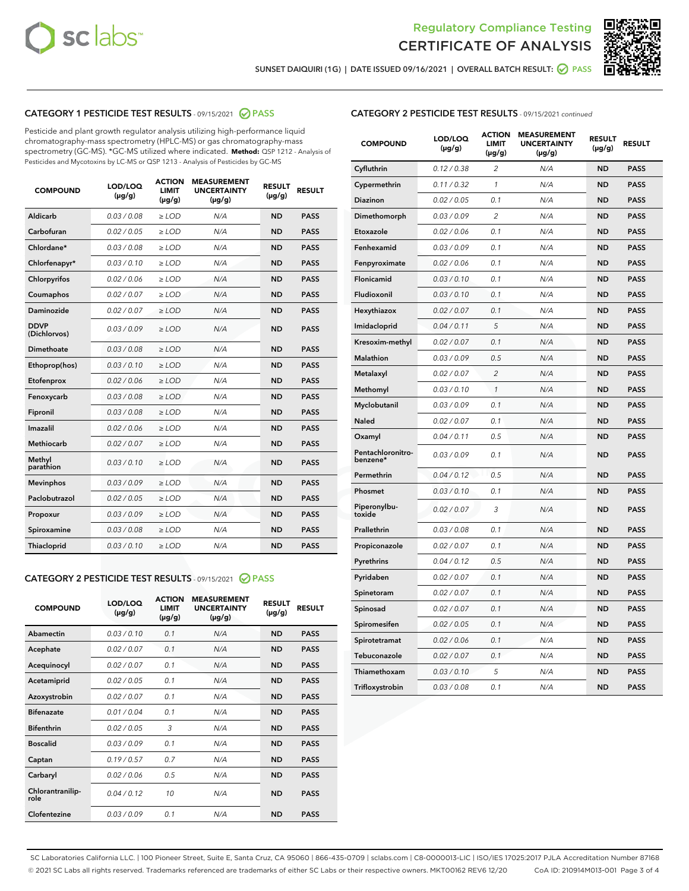Regulatory Compliance Testing
CERTIFICATE OF ANALYSIS

SUNSET DAIQUIRI (1G) | DATE ISSUED 09/16/2021 | OVERALL BATCH RESULT: PASS

## CATEGORY 1 PESTICIDE TEST RESULTS - 09/15/2021 PASS

Pesticide and plant growth regulator analysis utilizing high-performance liquid chromatography-mass spectrometry (HPLC-MS) or gas chromatography-mass spectrometry (GC-MS). *GC-MS utilized where indicated. **Method:** QSP 1212 - Analysis of Pesticides and Mycotoxins by LC-MS or QSP 1213 - Analysis of Pesticides by GC-MS

| COMPOUND | LOD/LOQ (µg/g) | ACTION LIMIT (µg/g) | MEASUREMENT UNCERTAINTY (µg/g) | RESULT (µg/g) | RESULT |
|---|---|---|---|---|---|
| Aldicarb | 0.03 / 0.08 | ≥ LOD | N/A | ND | PASS |
| Carbofuran | 0.02 / 0.05 | ≥ LOD | N/A | ND | PASS |
| Chlordane* | 0.03 / 0.08 | ≥ LOD | N/A | ND | PASS |
| Chlorfenapyr* | 0.03 / 0.10 | ≥ LOD | N/A | ND | PASS |
| Chlorpyrifos | 0.02 / 0.06 | ≥ LOD | N/A | ND | PASS |
| Coumaphos | 0.02 / 0.07 | ≥ LOD | N/A | ND | PASS |
| Daminozide | 0.02 / 0.07 | ≥ LOD | N/A | ND | PASS |
| DDVP (Dichlorvos) | 0.03 / 0.09 | ≥ LOD | N/A | ND | PASS |
| Dimethoate | 0.03 / 0.08 | ≥ LOD | N/A | ND | PASS |
| Ethoprop(hos) | 0.03 / 0.10 | ≥ LOD | N/A | ND | PASS |
| Etofenprox | 0.02 / 0.06 | ≥ LOD | N/A | ND | PASS |
| Fenoxycarb | 0.03 / 0.08 | ≥ LOD | N/A | ND | PASS |
| Fipronil | 0.03 / 0.08 | ≥ LOD | N/A | ND | PASS |
| Imazalil | 0.02 / 0.06 | ≥ LOD | N/A | ND | PASS |
| Methiocarb | 0.02 / 0.07 | ≥ LOD | N/A | ND | PASS |
| Methyl parathion | 0.03 / 0.10 | ≥ LOD | N/A | ND | PASS |
| Mevinphos | 0.03 / 0.09 | ≥ LOD | N/A | ND | PASS |
| Paclobutrazol | 0.02 / 0.05 | ≥ LOD | N/A | ND | PASS |
| Propoxur | 0.03 / 0.09 | ≥ LOD | N/A | ND | PASS |
| Spiroxamine | 0.03 / 0.08 | ≥ LOD | N/A | ND | PASS |
| Thiacloprid | 0.03 / 0.10 | ≥ LOD | N/A | ND | PASS |

## CATEGORY 2 PESTICIDE TEST RESULTS - 09/15/2021 PASS

| COMPOUND | LOD/LOQ (µg/g) | ACTION LIMIT (µg/g) | MEASUREMENT UNCERTAINTY (µg/g) | RESULT (µg/g) | RESULT |
|---|---|---|---|---|---|
| Abamectin | 0.03 / 0.10 | 0.1 | N/A | ND | PASS |
| Acephate | 0.02 / 0.07 | 0.1 | N/A | ND | PASS |
| Acequinocyl | 0.02 / 0.07 | 0.1 | N/A | ND | PASS |
| Acetamiprid | 0.02 / 0.05 | 0.1 | N/A | ND | PASS |
| Azoxystrobin | 0.02 / 0.07 | 0.1 | N/A | ND | PASS |
| Bifenazate | 0.01 / 0.04 | 0.1 | N/A | ND | PASS |
| Bifenthrin | 0.02 / 0.05 | 3 | N/A | ND | PASS |
| Boscalid | 0.03 / 0.09 | 0.1 | N/A | ND | PASS |
| Captan | 0.19 / 0.57 | 0.7 | N/A | ND | PASS |
| Carbaryl | 0.02 / 0.06 | 0.5 | N/A | ND | PASS |
| Chlorantraniliprole | 0.04 / 0.12 | 10 | N/A | ND | PASS |
| Clofentezine | 0.03 / 0.09 | 0.1 | N/A | ND | PASS |
| Cyfluthrin | 0.12 / 0.38 | 2 | N/A | ND | PASS |
| Cypermethrin | 0.11 / 0.32 | 1 | N/A | ND | PASS |
| Diazinon | 0.02 / 0.05 | 0.1 | N/A | ND | PASS |
| Dimethomorph | 0.03 / 0.09 | 2 | N/A | ND | PASS |
| Etoxazole | 0.02 / 0.06 | 0.1 | N/A | ND | PASS |
| Fenhexamid | 0.03 / 0.09 | 0.1 | N/A | ND | PASS |
| Fenpyroximate | 0.02 / 0.06 | 0.1 | N/A | ND | PASS |
| Flonicamid | 0.03 / 0.10 | 0.1 | N/A | ND | PASS |
| Fludioxonil | 0.03 / 0.10 | 0.1 | N/A | ND | PASS |
| Hexythiazox | 0.02 / 0.07 | 0.1 | N/A | ND | PASS |
| Imidacloprid | 0.04 / 0.11 | 5 | N/A | ND | PASS |
| Kresoxim-methyl | 0.02 / 0.07 | 0.1 | N/A | ND | PASS |
| Malathion | 0.03 / 0.09 | 0.5 | N/A | ND | PASS |
| Metalaxyl | 0.02 / 0.07 | 2 | N/A | ND | PASS |
| Methomyl | 0.03 / 0.10 | 1 | N/A | ND | PASS |
| Myclobutanil | 0.03 / 0.09 | 0.1 | N/A | ND | PASS |
| Naled | 0.02 / 0.07 | 0.1 | N/A | ND | PASS |
| Oxamyl | 0.04 / 0.11 | 0.5 | N/A | ND | PASS |
| Pentachloronitrobenzene* | 0.03 / 0.09 | 0.1 | N/A | ND | PASS |
| Permethrin | 0.04 / 0.12 | 0.5 | N/A | ND | PASS |
| Phosmet | 0.03 / 0.10 | 0.1 | N/A | ND | PASS |
| Piperonylbutoxide | 0.02 / 0.07 | 3 | N/A | ND | PASS |
| Prallethrin | 0.03 / 0.08 | 0.1 | N/A | ND | PASS |
| Propiconazole | 0.02 / 0.07 | 0.1 | N/A | ND | PASS |
| Pyrethrins | 0.04 / 0.12 | 0.5 | N/A | ND | PASS |
| Pyridaben | 0.02 / 0.07 | 0.1 | N/A | ND | PASS |
| Spinetoram | 0.02 / 0.07 | 0.1 | N/A | ND | PASS |
| Spinosad | 0.02 / 0.07 | 0.1 | N/A | ND | PASS |
| Spiromesifen | 0.02 / 0.05 | 0.1 | N/A | ND | PASS |
| Spirotetramat | 0.02 / 0.06 | 0.1 | N/A | ND | PASS |
| Tebuconazole | 0.02 / 0.07 | 0.1 | N/A | ND | PASS |
| Thiamethoxam | 0.03 / 0.10 | 5 | N/A | ND | PASS |
| Trifloxystrobin | 0.03 / 0.08 | 0.1 | N/A | ND | PASS |

SC Laboratories California LLC. | 100 Pioneer Street, Suite E, Santa Cruz, CA 95060 | 866-435-0709 | sclabs.com | C8-0000013-LIC | ISO/IES 17025:2017 PJLA Accreditation Number 87168
© 2021 SC Labs all rights reserved. Trademarks referenced are trademarks of either SC Labs or their respective owners. MKT00162 REV6 12/20 CoA ID: 210914M013-001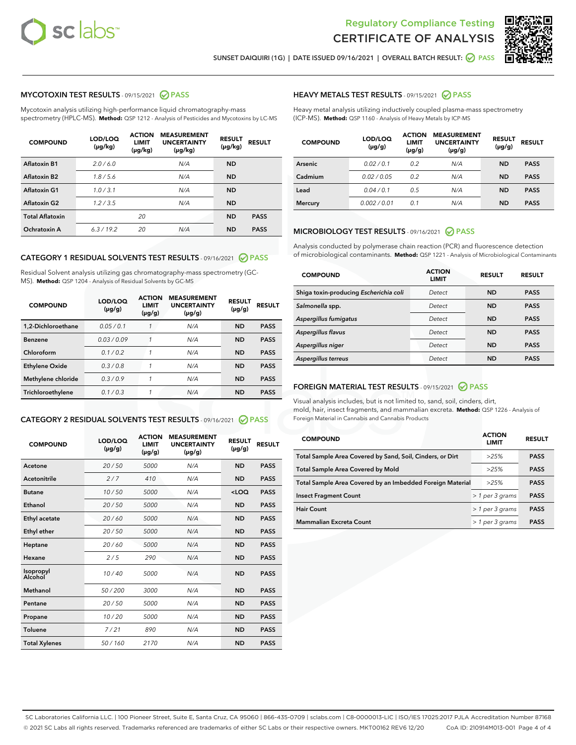Regulatory Compliance Testing
# CERTIFICATE OF ANALYSIS

SUNSET DAIQUIRI (1G) | DATE ISSUED 09/16/2021 | OVERALL BATCH RESULT: PASS

## MYCOTOXIN TEST RESULTS - 09/15/2021 PASS

Mycotoxin analysis utilizing high-performance liquid chromatography-mass spectrometry (HPLC-MS). **Method:** QSP 1212 - Analysis of Pesticides and Mycotoxins by LC-MS

| COMPOUND | LOD/LOQ (µg/kg) | ACTION LIMIT (µg/kg) | MEASUREMENT UNCERTAINTY (µg/kg) | RESULT (µg/kg) | RESULT |
|---|---|---|---|---|---|
| Aflatoxin B1 | 2.0 / 6.0 | | N/A | ND | |
| Aflatoxin B2 | 1.8 / 5.6 | | N/A | ND | |
| Aflatoxin G1 | 1.0 / 3.1 | | N/A | ND | |
| Aflatoxin G2 | 1.2 / 3.5 | | N/A | ND | |
| Total Aflatoxin | | 20 | | ND | PASS |
| Ochratoxin A | 6.3 / 19.2 | 20 | N/A | ND | PASS |

## CATEGORY 1 RESIDUAL SOLVENTS TEST RESULTS - 09/16/2021 PASS

Residual Solvent analysis utilizing gas chromatography-mass spectrometry (GC-MS). **Method:** QSP 1204 - Analysis of Residual Solvents by GC-MS

| COMPOUND | LOD/LOQ (µg/g) | ACTION LIMIT (µg/g) | MEASUREMENT UNCERTAINTY (µg/g) | RESULT (µg/g) | RESULT |
|---|---|---|---|---|---|
| 1,2-Dichloroethane | 0.05 / 0.1 | 1 | N/A | ND | PASS |
| Benzene | 0.03 / 0.09 | 1 | N/A | ND | PASS |
| Chloroform | 0.1 / 0.2 | 1 | N/A | ND | PASS |
| Ethylene Oxide | 0.3 / 0.8 | 1 | N/A | ND | PASS |
| Methylene chloride | 0.3 / 0.9 | 1 | N/A | ND | PASS |
| Trichloroethylene | 0.1 / 0.3 | 1 | N/A | ND | PASS |

## CATEGORY 2 RESIDUAL SOLVENTS TEST RESULTS - 09/16/2021 PASS

| COMPOUND | LOD/LOQ (µg/g) | ACTION LIMIT (µg/g) | MEASUREMENT UNCERTAINTY (µg/g) | RESULT (µg/g) | RESULT |
|---|---|---|---|---|---|
| Acetone | 20 / 50 | 5000 | N/A | ND | PASS |
| Acetonitrile | 2 / 7 | 410 | N/A | ND | PASS |
| Butane | 10 / 50 | 5000 | N/A | <LOQ | PASS |
| Ethanol | 20 / 50 | 5000 | N/A | ND | PASS |
| Ethyl acetate | 20 / 60 | 5000 | N/A | ND | PASS |
| Ethyl ether | 20 / 50 | 5000 | N/A | ND | PASS |
| Heptane | 20 / 60 | 5000 | N/A | ND | PASS |
| Hexane | 2 / 5 | 290 | N/A | ND | PASS |
| Isopropyl Alcohol | 10 / 40 | 5000 | N/A | ND | PASS |
| Methanol | 50 / 200 | 3000 | N/A | ND | PASS |
| Pentane | 20 / 50 | 5000 | N/A | ND | PASS |
| Propane | 10 / 20 | 5000 | N/A | ND | PASS |
| Toluene | 7 / 21 | 890 | N/A | ND | PASS |
| Total Xylenes | 50 / 160 | 2170 | N/A | ND | PASS |

## HEAVY METALS TEST RESULTS - 09/15/2021 PASS

Heavy metal analysis utilizing inductively coupled plasma-mass spectrometry (ICP-MS). **Method:** QSP 1160 - Analysis of Heavy Metals by ICP-MS

| COMPOUND | LOD/LOQ (µg/g) | ACTION LIMIT (µg/g) | MEASUREMENT UNCERTAINTY (µg/g) | RESULT (µg/g) | RESULT |
|---|---|---|---|---|---|
| Arsenic | 0.02 / 0.1 | 0.2 | N/A | ND | PASS |
| Cadmium | 0.02 / 0.05 | 0.2 | N/A | ND | PASS |
| Lead | 0.04 / 0.1 | 0.5 | N/A | ND | PASS |
| Mercury | 0.002 / 0.01 | 0.1 | N/A | ND | PASS |

## MICROBIOLOGY TEST RESULTS - 09/16/2021 PASS

Analysis conducted by polymerase chain reaction (PCR) and fluorescence detection of microbiological contaminants. **Method:** QSP 1221 - Analysis of Microbiological Contaminants

| COMPOUND | ACTION LIMIT | RESULT | RESULT |
|---|---|---|---|
| Shiga toxin-producing *Escherichia coli* | Detect | ND | PASS |
| *Salmonella* spp. | Detect | ND | PASS |
| *Aspergillus fumigatus* | Detect | ND | PASS |
| *Aspergillus flavus* | Detect | ND | PASS |
| *Aspergillus niger* | Detect | ND | PASS |
| *Aspergillus terreus* | Detect | ND | PASS |

## FOREIGN MATERIAL TEST RESULTS - 09/15/2021 PASS

Visual analysis includes, but is not limited to, sand, soil, cinders, dirt, mold, hair, insect fragments, and mammalian excreta. **Method:** QSP 1226 - Analysis of Foreign Material in Cannabis and Cannabis Products

| COMPOUND | ACTION LIMIT | RESULT |
|---|---|---|
| Total Sample Area Covered by Sand, Soil, Cinders, or Dirt | >25% | PASS |
| Total Sample Area Covered by Mold | >25% | PASS |
| Total Sample Area Covered by an Imbedded Foreign Material | >25% | PASS |
| Insect Fragment Count | > 1 per 3 grams | PASS |
| Hair Count | > 1 per 3 grams | PASS |
| Mammalian Excreta Count | > 1 per 3 grams | PASS |

SC Laboratories California LLC. | 100 Pioneer Street, Suite E, Santa Cruz, CA 95060 | 866-435-0709 | sclabs.com | C8-0000013-LIC | ISO/IES 17025:2017 PJLA Accreditation Number 87168
© 2021 SC Labs all rights reserved. Trademarks referenced are trademarks of either SC Labs or their respective owners. MKT00162 REV6 12/20 CoA ID: 210914M013-001